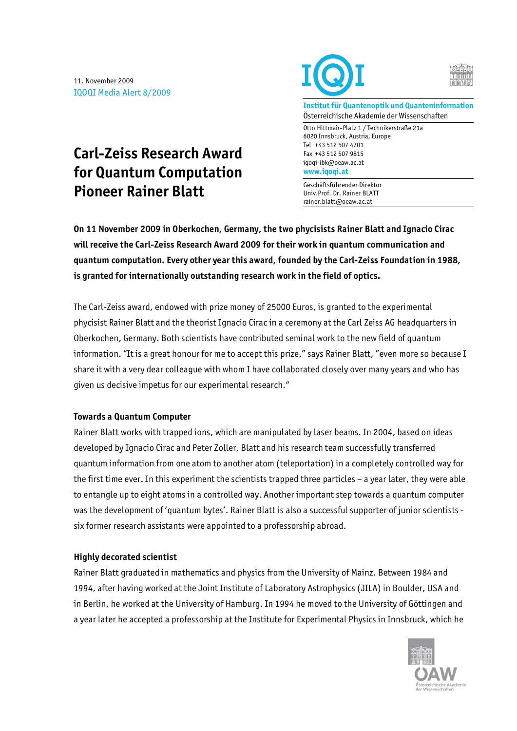11. November 2009
IQOQI Media Alert 8/2009

**Institut für Quantenoptik und Quanteninformation**
Österreichische Akademie der Wissenschaften

Otto Hittmair-Platz 1 / Technikerstraße 21a
6020 Innsbruck, Austria, Europe
Tel +43 512 507 4701
Fax +43 512 507 9815
iqoqi-ibk@oeaw.ac.at
**www.iqoqi.at**

Geschäftsführender Direktor
Univ.Prof. Dr. Rainer BLATT
rainer.blatt@oeaw.ac.at

# Carl-Zeiss Research Award for Quantum Computation Pioneer Rainer Blatt

**On 11 November 2009 in Oberkochen, Germany, the two phycisists Rainer Blatt and Ignacio Cirac will receive the Carl-Zeiss Research Award 2009 for their work in quantum communication and quantum computation. Every other year this award, founded by the Carl-Zeiss Foundation in 1988, is granted for internationally outstanding research work in the field of optics.**

The Carl-Zeiss award, endowed with prize money of 25000 Euros, is granted to the experimental phycisist Rainer Blatt and the theorist Ignacio Cirac in a ceremony at the Carl Zeiss AG headquarters in Oberkochen, Germany. Both scientists have contributed seminal work to the new field of quantum information. "It is a great honour for me to accept this prize," says Rainer Blatt, "even more so because I share it with a very dear colleague with whom I have collaborated closely over many years and who has given us decisive impetus for our experimental research."

### Towards a Quantum Computer

Rainer Blatt works with trapped ions, which are manipulated by laser beams. In 2004, based on ideas developed by Ignacio Cirac and Peter Zoller, Blatt and his research team successfully transferred quantum information from one atom to another atom (teleportation) in a completely controlled way for the first time ever. In this experiment the scientists trapped three particles – a year later, they were able to entangle up to eight atoms in a controlled way. Another important step towards a quantum computer was the development of 'quantum bytes'. Rainer Blatt is also a successful supporter of junior scientists - six former research assistants were appointed to a professorship abroad.

### Highly decorated scientist

Rainer Blatt graduated in mathematics and physics from the University of Mainz. Between 1984 and 1994, after having worked at the Joint Institute of Laboratory Astrophysics (JILA) in Boulder, USA and in Berlin, he worked at the University of Hamburg. In 1994 he moved to the University of Göttingen and a year later he accepted a professorship at the Institute for Experimental Physics in Innsbruck, which he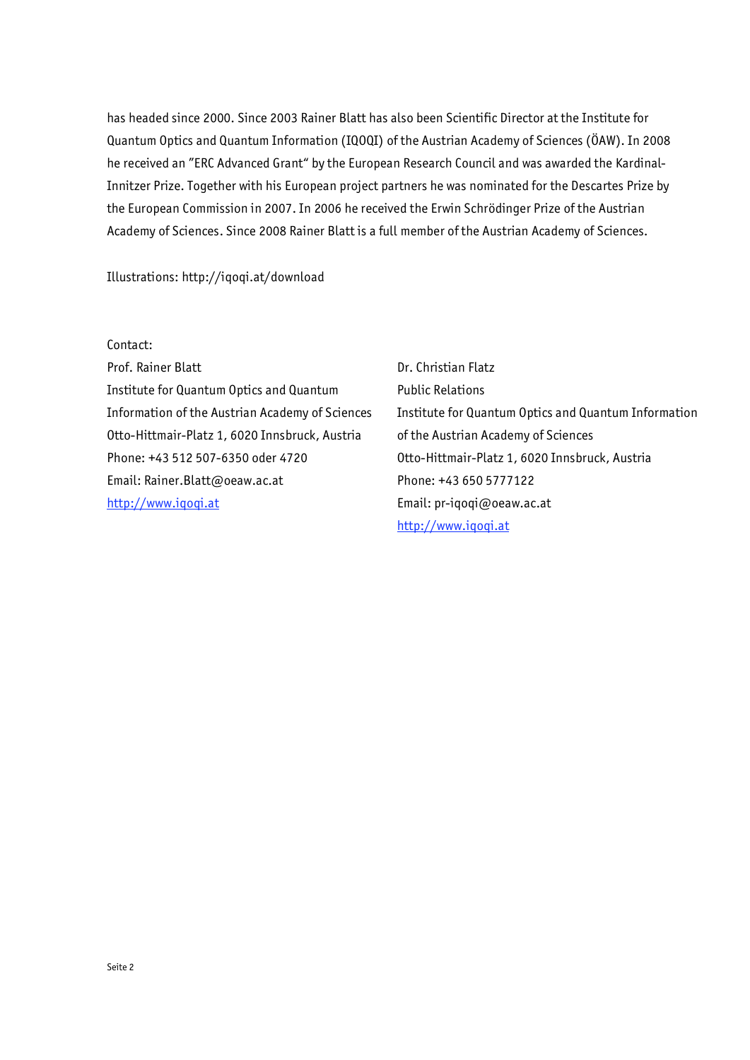has headed since 2000. Since 2003 Rainer Blatt has also been Scientific Director at the Institute for Quantum Optics and Quantum Information (IQOQI) of the Austrian Academy of Sciences (ÖAW). In 2008 he received an "ERC Advanced Grant" by the European Research Council and was awarded the Kardinal-Innitzer Prize. Together with his European project partners he was nominated for the Descartes Prize by the European Commission in 2007. In 2006 he received the Erwin Schrödinger Prize of the Austrian Academy of Sciences. Since 2008 Rainer Blatt is a full member of the Austrian Academy of Sciences.

Illustrations: http://iqoqi.at/download

Contact:

Prof. Rainer Blatt
Institute for Quantum Optics and Quantum Information of the Austrian Academy of Sciences
Otto-Hittmair-Platz 1, 6020 Innsbruck, Austria
Phone: +43 512 507-6350 oder 4720
Email: Rainer.Blatt@oeaw.ac.at
http://www.iqoqi.at

Dr. Christian Flatz
Public Relations
Institute for Quantum Optics and Quantum Information of the Austrian Academy of Sciences
Otto-Hittmair-Platz 1, 6020 Innsbruck, Austria
Phone: +43 650 5777122
Email: pr-iqoqi@oeaw.ac.at
http://www.iqoqi.at